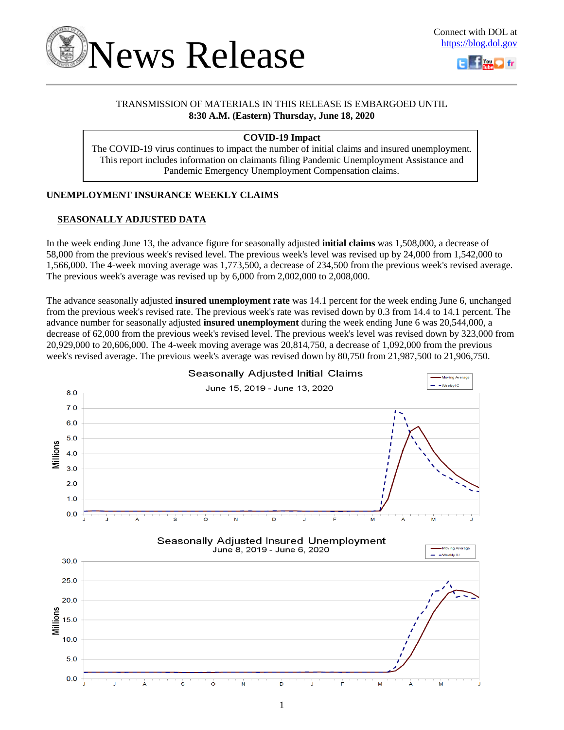# News Release

Connect with DOL at https://blog.dol.gov

TRANSMISSION OF MATERIALS IN THIS RELEASE IS EMBARGOED UNTIL
**8:30 A.M. (Eastern) Thursday, June 18, 2020**

**COVID-19 Impact**
The COVID-19 virus continues to impact the number of initial claims and insured unemployment. This report includes information on claimants filing Pandemic Unemployment Assistance and Pandemic Emergency Unemployment Compensation claims.

## UNEMPLOYMENT INSURANCE WEEKLY CLAIMS

### SEASONALLY ADJUSTED DATA

In the week ending June 13, the advance figure for seasonally adjusted **initial claims** was 1,508,000, a decrease of 58,000 from the previous week's revised level. The previous week's level was revised up by 24,000 from 1,542,000 to 1,566,000. The 4-week moving average was 1,773,500, a decrease of 234,500 from the previous week's revised average. The previous week's average was revised up by 6,000 from 2,002,000 to 2,008,000.

The advance seasonally adjusted **insured unemployment rate** was 14.1 percent for the week ending June 6, unchanged from the previous week's revised rate. The previous week's rate was revised down by 0.3 from 14.4 to 14.1 percent. The advance number for seasonally adjusted **insured unemployment** during the week ending June 6 was 20,544,000, a decrease of 62,000 from the previous week's revised level. The previous week's level was revised down by 323,000 from 20,929,000 to 20,606,000. The 4-week moving average was 20,814,750, a decrease of 1,092,000 from the previous week's revised average. The previous week's average was revised down by 80,750 from 21,987,500 to 21,906,750.

Seasonally Adjusted Initial Claims
June 15, 2019 - June 13, 2020

Seasonally Adjusted Insured Unemployment
June 8, 2019 - June 6, 2020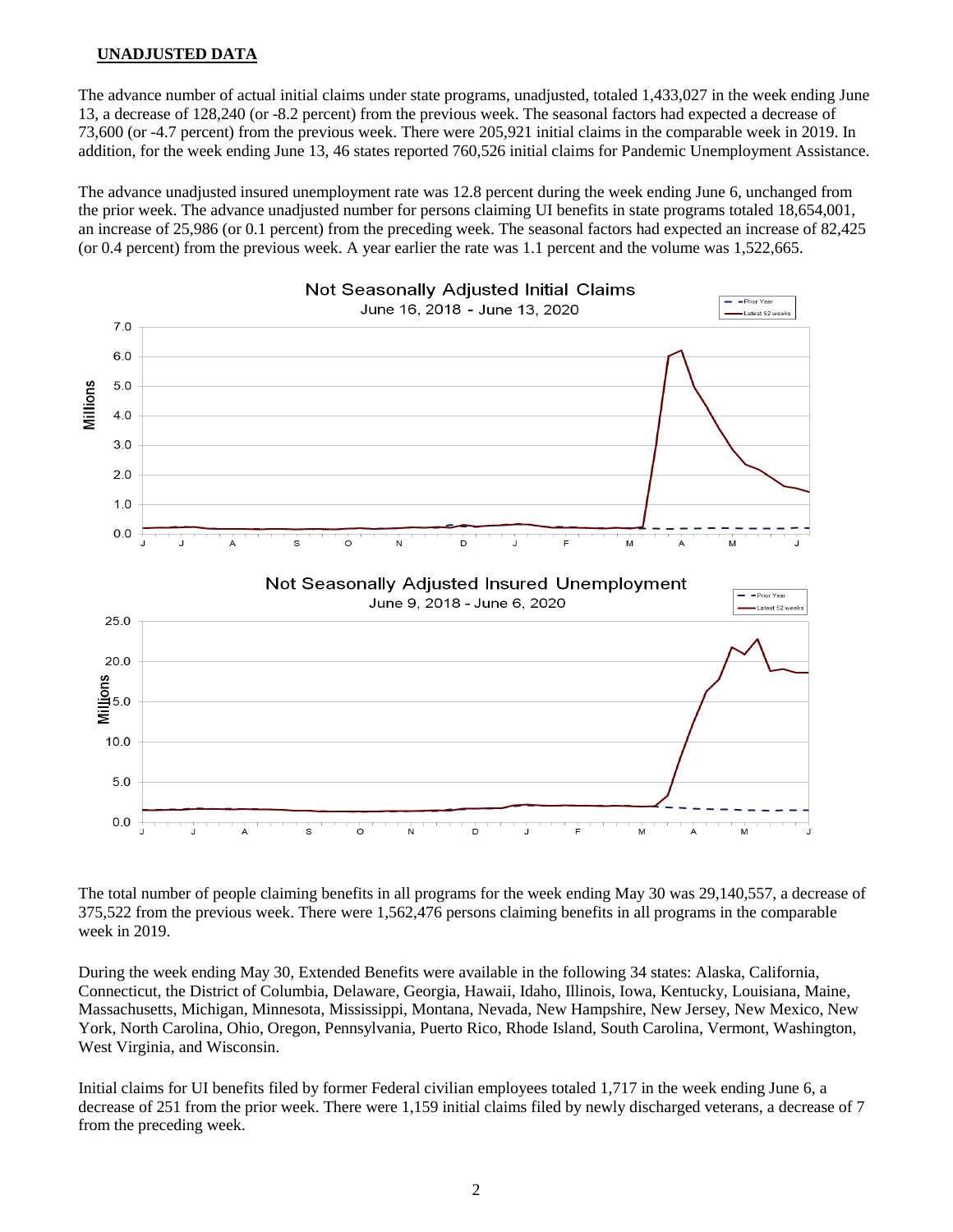**UNADJUSTED DATA**

The advance number of actual initial claims under state programs, unadjusted, totaled 1,433,027 in the week ending June 13, a decrease of 128,240 (or -8.2 percent) from the previous week. The seasonal factors had expected a decrease of 73,600 (or -4.7 percent) from the previous week. There were 205,921 initial claims in the comparable week in 2019. In addition, for the week ending June 13, 46 states reported 760,526 initial claims for Pandemic Unemployment Assistance.

The advance unadjusted insured unemployment rate was 12.8 percent during the week ending June 6, unchanged from the prior week. The advance unadjusted number for persons claiming UI benefits in state programs totaled 18,654,001, an increase of 25,986 (or 0.1 percent) from the preceding week. The seasonal factors had expected an increase of 82,425 (or 0.4 percent) from the previous week. A year earlier the rate was 1.1 percent and the volume was 1,522,665.

The total number of people claiming benefits in all programs for the week ending May 30 was 29,140,557, a decrease of 375,522 from the previous week. There were 1,562,476 persons claiming benefits in all programs in the comparable week in 2019.

During the week ending May 30, Extended Benefits were available in the following 34 states: Alaska, California, Connecticut, the District of Columbia, Delaware, Georgia, Hawaii, Idaho, Illinois, Iowa, Kentucky, Louisiana, Maine, Massachusetts, Michigan, Minnesota, Mississippi, Montana, Nevada, New Hampshire, New Jersey, New Mexico, New York, North Carolina, Ohio, Oregon, Pennsylvania, Puerto Rico, Rhode Island, South Carolina, Vermont, Washington, West Virginia, and Wisconsin.

Initial claims for UI benefits filed by former Federal civilian employees totaled 1,717 in the week ending June 6, a decrease of 251 from the prior week. There were 1,159 initial claims filed by newly discharged veterans, a decrease of 7 from the preceding week.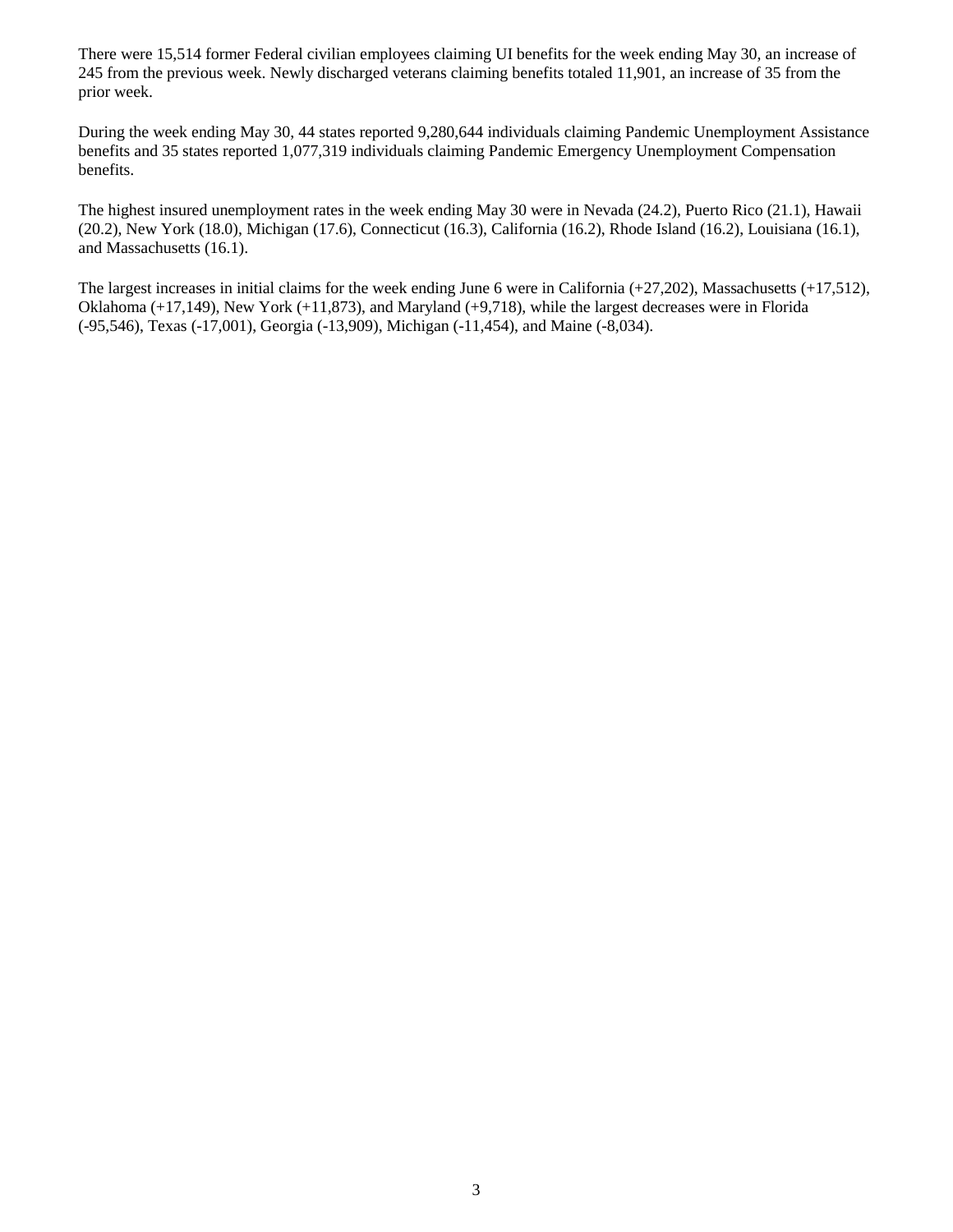There were 15,514 former Federal civilian employees claiming UI benefits for the week ending May 30, an increase of 245 from the previous week. Newly discharged veterans claiming benefits totaled 11,901, an increase of 35 from the prior week.

During the week ending May 30, 44 states reported 9,280,644 individuals claiming Pandemic Unemployment Assistance benefits and 35 states reported 1,077,319 individuals claiming Pandemic Emergency Unemployment Compensation benefits.

The highest insured unemployment rates in the week ending May 30 were in Nevada (24.2), Puerto Rico (21.1), Hawaii (20.2), New York (18.0), Michigan (17.6), Connecticut (16.3), California (16.2), Rhode Island (16.2), Louisiana (16.1), and Massachusetts (16.1).

The largest increases in initial claims for the week ending June 6 were in California (+27,202), Massachusetts (+17,512), Oklahoma (+17,149), New York (+11,873), and Maryland (+9,718), while the largest decreases were in Florida (-95,546), Texas (-17,001), Georgia (-13,909), Michigan (-11,454), and Maine (-8,034).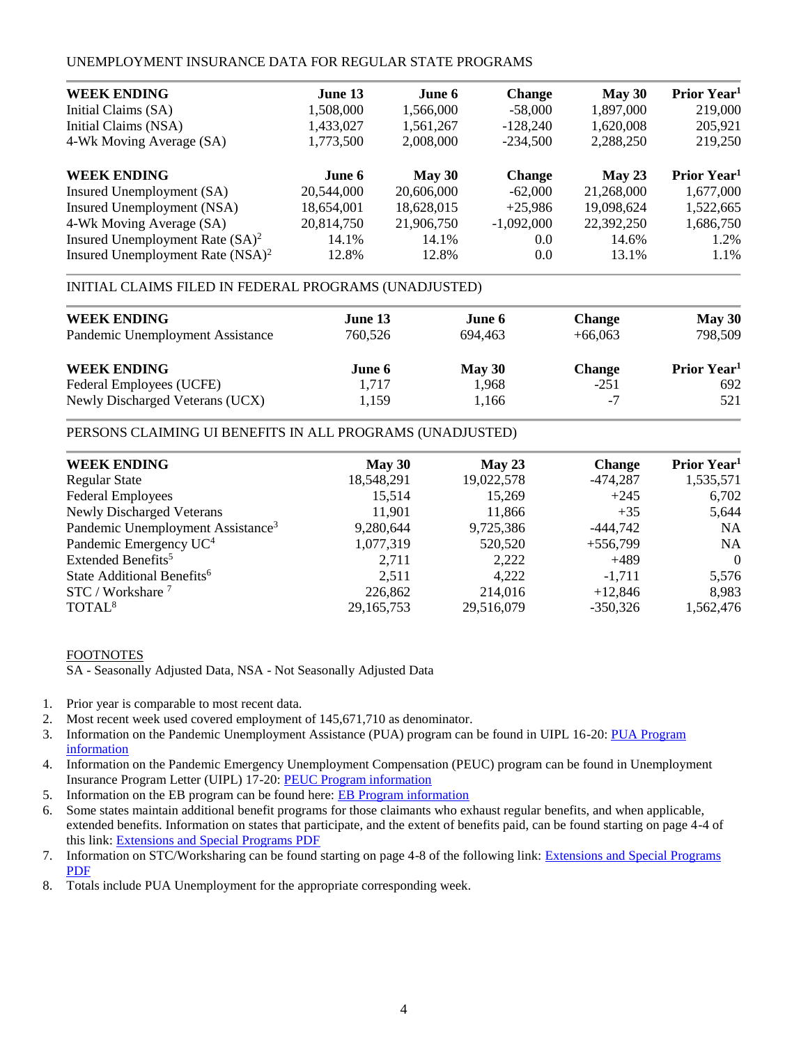UNEMPLOYMENT INSURANCE DATA FOR REGULAR STATE PROGRAMS

| WEEK ENDING | June 13 | June 6 | Change | May 30 | Prior Year[1] |
|---|---|---|---|---|---|
| Initial Claims (SA) | 1,508,000 | 1,566,000 | -58,000 | 1,897,000 | 219,000 |
| Initial Claims (NSA) | 1,433,027 | 1,561,267 | -128,240 | 1,620,008 | 205,921 |
| 4-Wk Moving Average (SA) | 1,773,500 | 2,008,000 | -234,500 | 2,288,250 | 219,250 |

| WEEK ENDING | June 6 | May 30 | Change | May 23 | Prior Year[1] |
|---|---|---|---|---|---|
| Insured Unemployment (SA) | 20,544,000 | 20,606,000 | -62,000 | 21,268,000 | 1,677,000 |
| Insured Unemployment (NSA) | 18,654,001 | 18,628,015 | +25,986 | 19,098,624 | 1,522,665 |
| 4-Wk Moving Average (SA) | 20,814,750 | 21,906,750 | -1,092,000 | 22,392,250 | 1,686,750 |
| Insured Unemployment Rate (SA)[2] | 14.1% | 14.1% | 0.0 | 14.6% | 1.2% |
| Insured Unemployment Rate (NSA)[2] | 12.8% | 12.8% | 0.0 | 13.1% | 1.1% |

INITIAL CLAIMS FILED IN FEDERAL PROGRAMS (UNADJUSTED)

| WEEK ENDING | June 13 | June 6 | Change | May 30 |
|---|---|---|---|---|
| Pandemic Unemployment Assistance | 760,526 | 694,463 | +66,063 | 798,509 |

| WEEK ENDING | June 6 | May 30 | Change | Prior Year[1] |
|---|---|---|---|---|
| Federal Employees (UCFE) | 1,717 | 1,968 | -251 | 692 |
| Newly Discharged Veterans (UCX) | 1,159 | 1,166 | -7 | 521 |

PERSONS CLAIMING UI BENEFITS IN ALL PROGRAMS (UNADJUSTED)

| WEEK ENDING | May 30 | May 23 | Change | Prior Year[1] |
|---|---|---|---|---|
| Regular State | 18,548,291 | 19,022,578 | -474,287 | 1,535,571 |
| Federal Employees | 15,514 | 15,269 | +245 | 6,702 |
| Newly Discharged Veterans | 11,901 | 11,866 | +35 | 5,644 |
| Pandemic Unemployment Assistance[3] | 9,280,644 | 9,725,386 | -444,742 | NA |
| Pandemic Emergency UC[4] | 1,077,319 | 520,520 | +556,799 | NA |
| Extended Benefits[5] | 2,711 | 2,222 | +489 | 0 |
| State Additional Benefits[6] | 2,511 | 4,222 | -1,711 | 5,576 |
| STC / Workshare [7] | 226,862 | 214,016 | +12,846 | 8,983 |
| TOTAL[8] | 29,165,753 | 29,516,079 | -350,326 | 1,562,476 |

FOOTNOTES

SA - Seasonally Adjusted Data, NSA - Not Seasonally Adjusted Data

1. Prior year is comparable to most recent data.
2. Most recent week used covered employment of 145,671,710 as denominator.
3. Information on the Pandemic Unemployment Assistance (PUA) program can be found in UIPL 16-20: PUA Program information
4. Information on the Pandemic Emergency Unemployment Compensation (PEUC) program can be found in Unemployment Insurance Program Letter (UIPL) 17-20: PEUC Program information
5. Information on the EB program can be found here: EB Program information
6. Some states maintain additional benefit programs for those claimants who exhaust regular benefits, and when applicable, extended benefits. Information on states that participate, and the extent of benefits paid, can be found starting on page 4-4 of this link: Extensions and Special Programs PDF
7. Information on STC/Worksharing can be found starting on page 4-8 of the following link: Extensions and Special Programs PDF
8. Totals include PUA Unemployment for the appropriate corresponding week.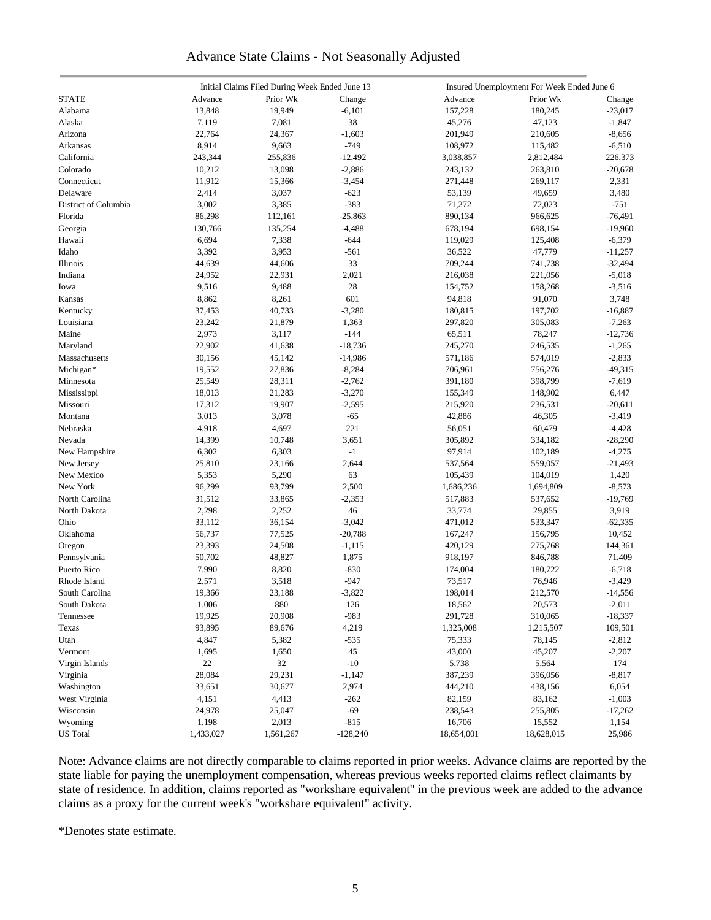# Advance State Claims - Not Seasonally Adjusted

| STATE | Initial Claims Filed During Week Ended June 13 | | | Insured Unemployment For Week Ended June 6 | | |
|---|---|---|---|---|---|---|
| | Advance | Prior Wk | Change | Advance | Prior Wk | Change |
| Alabama | 13,848 | 19,949 | -6,101 | 157,228 | 180,245 | -23,017 |
| Alaska | 7,119 | 7,081 | 38 | 45,276 | 47,123 | -1,847 |
| Arizona | 22,764 | 24,367 | -1,603 | 201,949 | 210,605 | -8,656 |
| Arkansas | 8,914 | 9,663 | -749 | 108,972 | 115,482 | -6,510 |
| California | 243,344 | 255,836 | -12,492 | 3,038,857 | 2,812,484 | 226,373 |
| Colorado | 10,212 | 13,098 | -2,886 | 243,132 | 263,810 | -20,678 |
| Connecticut | 11,912 | 15,366 | -3,454 | 271,448 | 269,117 | 2,331 |
| Delaware | 2,414 | 3,037 | -623 | 53,139 | 49,659 | 3,480 |
| District of Columbia | 3,002 | 3,385 | -383 | 71,272 | 72,023 | -751 |
| Florida | 86,298 | 112,161 | -25,863 | 890,134 | 966,625 | -76,491 |
| Georgia | 130,766 | 135,254 | -4,488 | 678,194 | 698,154 | -19,960 |
| Hawaii | 6,694 | 7,338 | -644 | 119,029 | 125,408 | -6,379 |
| Idaho | 3,392 | 3,953 | -561 | 36,522 | 47,779 | -11,257 |
| Illinois | 44,639 | 44,606 | 33 | 709,244 | 741,738 | -32,494 |
| Indiana | 24,952 | 22,931 | 2,021 | 216,038 | 221,056 | -5,018 |
| Iowa | 9,516 | 9,488 | 28 | 154,752 | 158,268 | -3,516 |
| Kansas | 8,862 | 8,261 | 601 | 94,818 | 91,070 | 3,748 |
| Kentucky | 37,453 | 40,733 | -3,280 | 180,815 | 197,702 | -16,887 |
| Louisiana | 23,242 | 21,879 | 1,363 | 297,820 | 305,083 | -7,263 |
| Maine | 2,973 | 3,117 | -144 | 65,511 | 78,247 | -12,736 |
| Maryland | 22,902 | 41,638 | -18,736 | 245,270 | 246,535 | -1,265 |
| Massachusetts | 30,156 | 45,142 | -14,986 | 571,186 | 574,019 | -2,833 |
| Michigan* | 19,552 | 27,836 | -8,284 | 706,961 | 756,276 | -49,315 |
| Minnesota | 25,549 | 28,311 | -2,762 | 391,180 | 398,799 | -7,619 |
| Mississippi | 18,013 | 21,283 | -3,270 | 155,349 | 148,902 | 6,447 |
| Missouri | 17,312 | 19,907 | -2,595 | 215,920 | 236,531 | -20,611 |
| Montana | 3,013 | 3,078 | -65 | 42,886 | 46,305 | -3,419 |
| Nebraska | 4,918 | 4,697 | 221 | 56,051 | 60,479 | -4,428 |
| Nevada | 14,399 | 10,748 | 3,651 | 305,892 | 334,182 | -28,290 |
| New Hampshire | 6,302 | 6,303 | -1 | 97,914 | 102,189 | -4,275 |
| New Jersey | 25,810 | 23,166 | 2,644 | 537,564 | 559,057 | -21,493 |
| New Mexico | 5,353 | 5,290 | 63 | 105,439 | 104,019 | 1,420 |
| New York | 96,299 | 93,799 | 2,500 | 1,686,236 | 1,694,809 | -8,573 |
| North Carolina | 31,512 | 33,865 | -2,353 | 517,883 | 537,652 | -19,769 |
| North Dakota | 2,298 | 2,252 | 46 | 33,774 | 29,855 | 3,919 |
| Ohio | 33,112 | 36,154 | -3,042 | 471,012 | 533,347 | -62,335 |
| Oklahoma | 56,737 | 77,525 | -20,788 | 167,247 | 156,795 | 10,452 |
| Oregon | 23,393 | 24,508 | -1,115 | 420,129 | 275,768 | 144,361 |
| Pennsylvania | 50,702 | 48,827 | 1,875 | 918,197 | 846,788 | 71,409 |
| Puerto Rico | 7,990 | 8,820 | -830 | 174,004 | 180,722 | -6,718 |
| Rhode Island | 2,571 | 3,518 | -947 | 73,517 | 76,946 | -3,429 |
| South Carolina | 19,366 | 23,188 | -3,822 | 198,014 | 212,570 | -14,556 |
| South Dakota | 1,006 | 880 | 126 | 18,562 | 20,573 | -2,011 |
| Tennessee | 19,925 | 20,908 | -983 | 291,728 | 310,065 | -18,337 |
| Texas | 93,895 | 89,676 | 4,219 | 1,325,008 | 1,215,507 | 109,501 |
| Utah | 4,847 | 5,382 | -535 | 75,333 | 78,145 | -2,812 |
| Vermont | 1,695 | 1,650 | 45 | 43,000 | 45,207 | -2,207 |
| Virgin Islands | 22 | 32 | -10 | 5,738 | 5,564 | 174 |
| Virginia | 28,084 | 29,231 | -1,147 | 387,239 | 396,056 | -8,817 |
| Washington | 33,651 | 30,677 | 2,974 | 444,210 | 438,156 | 6,054 |
| West Virginia | 4,151 | 4,413 | -262 | 82,159 | 83,162 | -1,003 |
| Wisconsin | 24,978 | 25,047 | -69 | 238,543 | 255,805 | -17,262 |
| Wyoming | 1,198 | 2,013 | -815 | 16,706 | 15,552 | 1,154 |
| US Total | 1,433,027 | 1,561,267 | -128,240 | 18,654,001 | 18,628,015 | 25,986 |

Note: Advance claims are not directly comparable to claims reported in prior weeks. Advance claims are reported by the state liable for paying the unemployment compensation, whereas previous weeks reported claims reflect claimants by state of residence. In addition, claims reported as "workshare equivalent" in the previous week are added to the advance claims as a proxy for the current week's "workshare equivalent" activity.

*Denotes state estimate.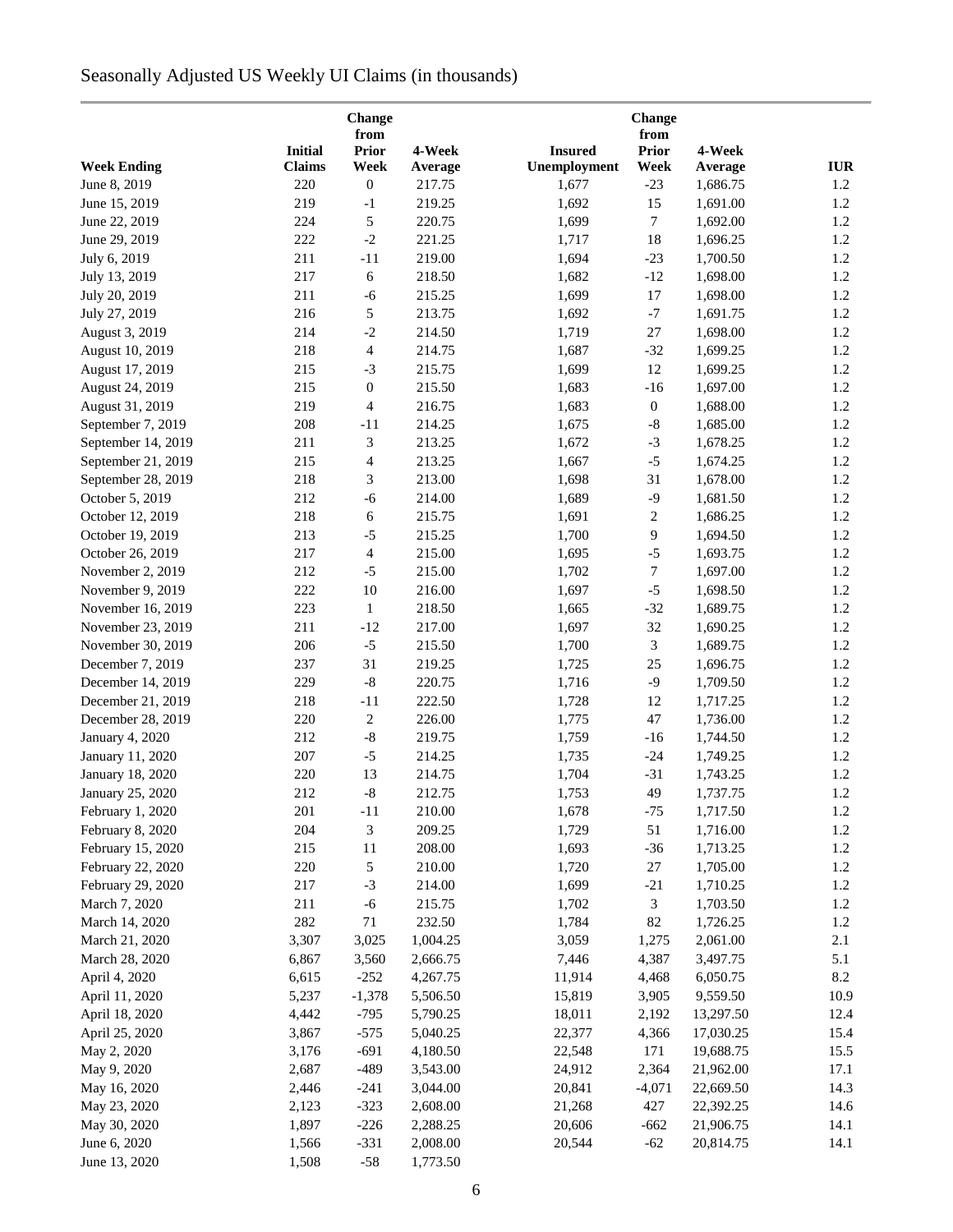# Seasonally Adjusted US Weekly UI Claims (in thousands)

| Week Ending | Initial Claims | Change from Prior Week | 4-Week Average | Insured Unemployment | Change from Prior Week | 4-Week Average | IUR |
|---|---|---|---|---|---|---|---|
| June 8, 2019 | 220 | 0 | 217.75 | 1,677 | -23 | 1,686.75 | 1.2 |
| June 15, 2019 | 219 | -1 | 219.25 | 1,692 | 15 | 1,691.00 | 1.2 |
| June 22, 2019 | 224 | 5 | 220.75 | 1,699 | 7 | 1,692.00 | 1.2 |
| June 29, 2019 | 222 | -2 | 221.25 | 1,717 | 18 | 1,696.25 | 1.2 |
| July 6, 2019 | 211 | -11 | 219.00 | 1,694 | -23 | 1,700.50 | 1.2 |
| July 13, 2019 | 217 | 6 | 218.50 | 1,682 | -12 | 1,698.00 | 1.2 |
| July 20, 2019 | 211 | -6 | 215.25 | 1,699 | 17 | 1,698.00 | 1.2 |
| July 27, 2019 | 216 | 5 | 213.75 | 1,692 | -7 | 1,691.75 | 1.2 |
| August 3, 2019 | 214 | -2 | 214.50 | 1,719 | 27 | 1,698.00 | 1.2 |
| August 10, 2019 | 218 | 4 | 214.75 | 1,687 | -32 | 1,699.25 | 1.2 |
| August 17, 2019 | 215 | -3 | 215.75 | 1,699 | 12 | 1,699.25 | 1.2 |
| August 24, 2019 | 215 | 0 | 215.50 | 1,683 | -16 | 1,697.00 | 1.2 |
| August 31, 2019 | 219 | 4 | 216.75 | 1,683 | 0 | 1,688.00 | 1.2 |
| September 7, 2019 | 208 | -11 | 214.25 | 1,675 | -8 | 1,685.00 | 1.2 |
| September 14, 2019 | 211 | 3 | 213.25 | 1,672 | -3 | 1,678.25 | 1.2 |
| September 21, 2019 | 215 | 4 | 213.25 | 1,667 | -5 | 1,674.25 | 1.2 |
| September 28, 2019 | 218 | 3 | 213.00 | 1,698 | 31 | 1,678.00 | 1.2 |
| October 5, 2019 | 212 | -6 | 214.00 | 1,689 | -9 | 1,681.50 | 1.2 |
| October 12, 2019 | 218 | 6 | 215.75 | 1,691 | 2 | 1,686.25 | 1.2 |
| October 19, 2019 | 213 | -5 | 215.25 | 1,700 | 9 | 1,694.50 | 1.2 |
| October 26, 2019 | 217 | 4 | 215.00 | 1,695 | -5 | 1,693.75 | 1.2 |
| November 2, 2019 | 212 | -5 | 215.00 | 1,702 | 7 | 1,697.00 | 1.2 |
| November 9, 2019 | 222 | 10 | 216.00 | 1,697 | -5 | 1,698.50 | 1.2 |
| November 16, 2019 | 223 | 1 | 218.50 | 1,665 | -32 | 1,689.75 | 1.2 |
| November 23, 2019 | 211 | -12 | 217.00 | 1,697 | 32 | 1,690.25 | 1.2 |
| November 30, 2019 | 206 | -5 | 215.50 | 1,700 | 3 | 1,689.75 | 1.2 |
| December 7, 2019 | 237 | 31 | 219.25 | 1,725 | 25 | 1,696.75 | 1.2 |
| December 14, 2019 | 229 | -8 | 220.75 | 1,716 | -9 | 1,709.50 | 1.2 |
| December 21, 2019 | 218 | -11 | 222.50 | 1,728 | 12 | 1,717.25 | 1.2 |
| December 28, 2019 | 220 | 2 | 226.00 | 1,775 | 47 | 1,736.00 | 1.2 |
| January 4, 2020 | 212 | -8 | 219.75 | 1,759 | -16 | 1,744.50 | 1.2 |
| January 11, 2020 | 207 | -5 | 214.25 | 1,735 | -24 | 1,749.25 | 1.2 |
| January 18, 2020 | 220 | 13 | 214.75 | 1,704 | -31 | 1,743.25 | 1.2 |
| January 25, 2020 | 212 | -8 | 212.75 | 1,753 | 49 | 1,737.75 | 1.2 |
| February 1, 2020 | 201 | -11 | 210.00 | 1,678 | -75 | 1,717.50 | 1.2 |
| February 8, 2020 | 204 | 3 | 209.25 | 1,729 | 51 | 1,716.00 | 1.2 |
| February 15, 2020 | 215 | 11 | 208.00 | 1,693 | -36 | 1,713.25 | 1.2 |
| February 22, 2020 | 220 | 5 | 210.00 | 1,720 | 27 | 1,705.00 | 1.2 |
| February 29, 2020 | 217 | -3 | 214.00 | 1,699 | -21 | 1,710.25 | 1.2 |
| March 7, 2020 | 211 | -6 | 215.75 | 1,702 | 3 | 1,703.50 | 1.2 |
| March 14, 2020 | 282 | 71 | 232.50 | 1,784 | 82 | 1,726.25 | 1.2 |
| March 21, 2020 | 3,307 | 3,025 | 1,004.25 | 3,059 | 1,275 | 2,061.00 | 2.1 |
| March 28, 2020 | 6,867 | 3,560 | 2,666.75 | 7,446 | 4,387 | 3,497.75 | 5.1 |
| April 4, 2020 | 6,615 | -252 | 4,267.75 | 11,914 | 4,468 | 6,050.75 | 8.2 |
| April 11, 2020 | 5,237 | -1,378 | 5,506.50 | 15,819 | 3,905 | 9,559.50 | 10.9 |
| April 18, 2020 | 4,442 | -795 | 5,790.25 | 18,011 | 2,192 | 13,297.50 | 12.4 |
| April 25, 2020 | 3,867 | -575 | 5,040.25 | 22,377 | 4,366 | 17,030.25 | 15.4 |
| May 2, 2020 | 3,176 | -691 | 4,180.50 | 22,548 | 171 | 19,688.75 | 15.5 |
| May 9, 2020 | 2,687 | -489 | 3,543.00 | 24,912 | 2,364 | 21,962.00 | 17.1 |
| May 16, 2020 | 2,446 | -241 | 3,044.00 | 20,841 | -4,071 | 22,669.50 | 14.3 |
| May 23, 2020 | 2,123 | -323 | 2,608.00 | 21,268 | 427 | 22,392.25 | 14.6 |
| May 30, 2020 | 1,897 | -226 | 2,288.25 | 20,606 | -662 | 21,906.75 | 14.1 |
| June 6, 2020 | 1,566 | -331 | 2,008.00 | 20,544 | -62 | 20,814.75 | 14.1 |
| June 13, 2020 | 1,508 | -58 | 1,773.50 | | | | |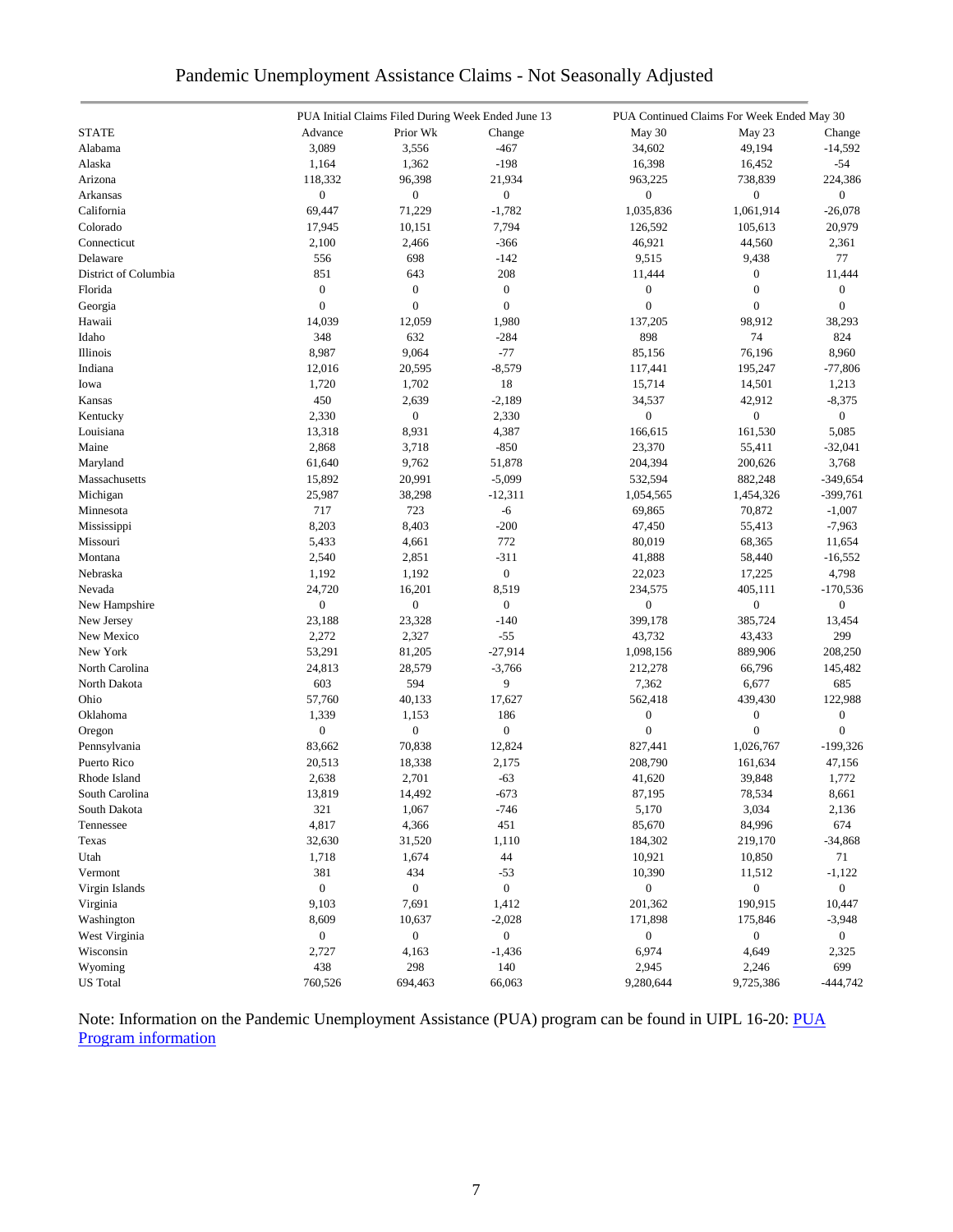# Pandemic Unemployment Assistance Claims - Not Seasonally Adjusted

| | PUA Initial Claims Filed During Week Ended June 13 | | | PUA Continued Claims For Week Ended May 30 | | |
|---|---|---|---|---|---|---|
| STATE | Advance | Prior Wk | Change | May 30 | May 23 | Change |
| Alabama | 3,089 | 3,556 | -467 | 34,602 | 49,194 | -14,592 |
| Alaska | 1,164 | 1,362 | -198 | 16,398 | 16,452 | -54 |
| Arizona | 118,332 | 96,398 | 21,934 | 963,225 | 738,839 | 224,386 |
| Arkansas | 0 | 0 | 0 | 0 | 0 | 0 |
| California | 69,447 | 71,229 | -1,782 | 1,035,836 | 1,061,914 | -26,078 |
| Colorado | 17,945 | 10,151 | 7,794 | 126,592 | 105,613 | 20,979 |
| Connecticut | 2,100 | 2,466 | -366 | 46,921 | 44,560 | 2,361 |
| Delaware | 556 | 698 | -142 | 9,515 | 9,438 | 77 |
| District of Columbia | 851 | 643 | 208 | 11,444 | 0 | 11,444 |
| Florida | 0 | 0 | 0 | 0 | 0 | 0 |
| Georgia | 0 | 0 | 0 | 0 | 0 | 0 |
| Hawaii | 14,039 | 12,059 | 1,980 | 137,205 | 98,912 | 38,293 |
| Idaho | 348 | 632 | -284 | 898 | 74 | 824 |
| Illinois | 8,987 | 9,064 | -77 | 85,156 | 76,196 | 8,960 |
| Indiana | 12,016 | 20,595 | -8,579 | 117,441 | 195,247 | -77,806 |
| Iowa | 1,720 | 1,702 | 18 | 15,714 | 14,501 | 1,213 |
| Kansas | 450 | 2,639 | -2,189 | 34,537 | 42,912 | -8,375 |
| Kentucky | 2,330 | 0 | 2,330 | 0 | 0 | 0 |
| Louisiana | 13,318 | 8,931 | 4,387 | 166,615 | 161,530 | 5,085 |
| Maine | 2,868 | 3,718 | -850 | 23,370 | 55,411 | -32,041 |
| Maryland | 61,640 | 9,762 | 51,878 | 204,394 | 200,626 | 3,768 |
| Massachusetts | 15,892 | 20,991 | -5,099 | 532,594 | 882,248 | -349,654 |
| Michigan | 25,987 | 38,298 | -12,311 | 1,054,565 | 1,454,326 | -399,761 |
| Minnesota | 717 | 723 | -6 | 69,865 | 70,872 | -1,007 |
| Mississippi | 8,203 | 8,403 | -200 | 47,450 | 55,413 | -7,963 |
| Missouri | 5,433 | 4,661 | 772 | 80,019 | 68,365 | 11,654 |
| Montana | 2,540 | 2,851 | -311 | 41,888 | 58,440 | -16,552 |
| Nebraska | 1,192 | 1,192 | 0 | 22,023 | 17,225 | 4,798 |
| Nevada | 24,720 | 16,201 | 8,519 | 234,575 | 405,111 | -170,536 |
| New Hampshire | 0 | 0 | 0 | 0 | 0 | 0 |
| New Jersey | 23,188 | 23,328 | -140 | 399,178 | 385,724 | 13,454 |
| New Mexico | 2,272 | 2,327 | -55 | 43,732 | 43,433 | 299 |
| New York | 53,291 | 81,205 | -27,914 | 1,098,156 | 889,906 | 208,250 |
| North Carolina | 24,813 | 28,579 | -3,766 | 212,278 | 66,796 | 145,482 |
| North Dakota | 603 | 594 | 9 | 7,362 | 6,677 | 685 |
| Ohio | 57,760 | 40,133 | 17,627 | 562,418 | 439,430 | 122,988 |
| Oklahoma | 1,339 | 1,153 | 186 | 0 | 0 | 0 |
| Oregon | 0 | 0 | 0 | 0 | 0 | 0 |
| Pennsylvania | 83,662 | 70,838 | 12,824 | 827,441 | 1,026,767 | -199,326 |
| Puerto Rico | 20,513 | 18,338 | 2,175 | 208,790 | 161,634 | 47,156 |
| Rhode Island | 2,638 | 2,701 | -63 | 41,620 | 39,848 | 1,772 |
| South Carolina | 13,819 | 14,492 | -673 | 87,195 | 78,534 | 8,661 |
| South Dakota | 321 | 1,067 | -746 | 5,170 | 3,034 | 2,136 |
| Tennessee | 4,817 | 4,366 | 451 | 85,670 | 84,996 | 674 |
| Texas | 32,630 | 31,520 | 1,110 | 184,302 | 219,170 | -34,868 |
| Utah | 1,718 | 1,674 | 44 | 10,921 | 10,850 | 71 |
| Vermont | 381 | 434 | -53 | 10,390 | 11,512 | -1,122 |
| Virgin Islands | 0 | 0 | 0 | 0 | 0 | 0 |
| Virginia | 9,103 | 7,691 | 1,412 | 201,362 | 190,915 | 10,447 |
| Washington | 8,609 | 10,637 | -2,028 | 171,898 | 175,846 | -3,948 |
| West Virginia | 0 | 0 | 0 | 0 | 0 | 0 |
| Wisconsin | 2,727 | 4,163 | -1,436 | 6,974 | 4,649 | 2,325 |
| Wyoming | 438 | 298 | 140 | 2,945 | 2,246 | 699 |
| US Total | 760,526 | 694,463 | 66,063 | 9,280,644 | 9,725,386 | -444,742 |

Note: Information on the Pandemic Unemployment Assistance (PUA) program can be found in UIPL 16-20: PUA Program information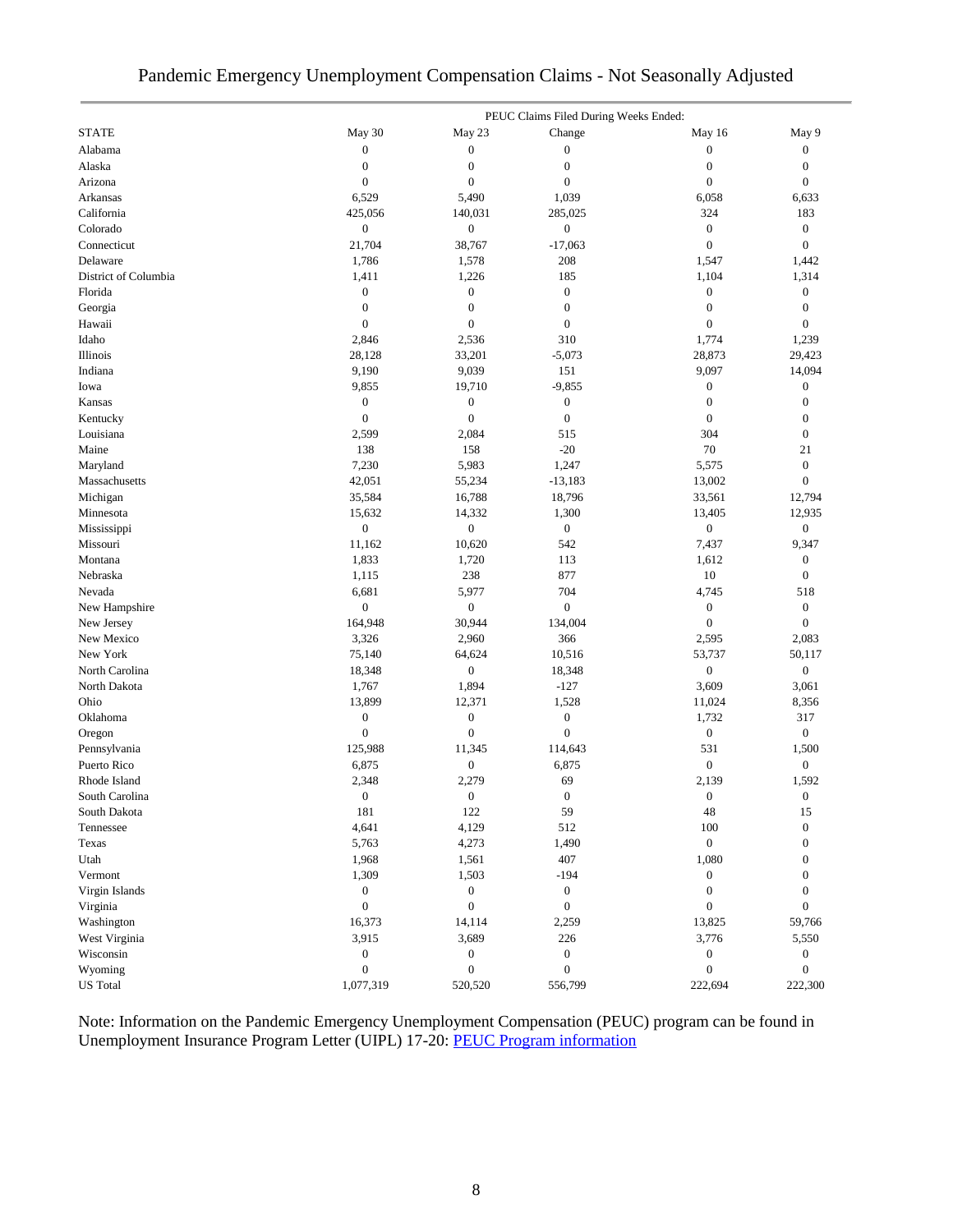# Pandemic Emergency Unemployment Compensation Claims - Not Seasonally Adjusted

| STATE | PEUC Claims Filed During Weeks Ended: May 30 | May 23 | Change | May 16 | May 9 |
|---|---|---|---|---|---|
| Alabama | 0 | 0 | 0 | 0 | 0 |
| Alaska | 0 | 0 | 0 | 0 | 0 |
| Arizona | 0 | 0 | 0 | 0 | 0 |
| Arkansas | 6,529 | 5,490 | 1,039 | 6,058 | 6,633 |
| California | 425,056 | 140,031 | 285,025 | 324 | 183 |
| Colorado | 0 | 0 | 0 | 0 | 0 |
| Connecticut | 21,704 | 38,767 | -17,063 | 0 | 0 |
| Delaware | 1,786 | 1,578 | 208 | 1,547 | 1,442 |
| District of Columbia | 1,411 | 1,226 | 185 | 1,104 | 1,314 |
| Florida | 0 | 0 | 0 | 0 | 0 |
| Georgia | 0 | 0 | 0 | 0 | 0 |
| Hawaii | 0 | 0 | 0 | 0 | 0 |
| Idaho | 2,846 | 2,536 | 310 | 1,774 | 1,239 |
| Illinois | 28,128 | 33,201 | -5,073 | 28,873 | 29,423 |
| Indiana | 9,190 | 9,039 | 151 | 9,097 | 14,094 |
| Iowa | 9,855 | 19,710 | -9,855 | 0 | 0 |
| Kansas | 0 | 0 | 0 | 0 | 0 |
| Kentucky | 0 | 0 | 0 | 0 | 0 |
| Louisiana | 2,599 | 2,084 | 515 | 304 | 0 |
| Maine | 138 | 158 | -20 | 70 | 21 |
| Maryland | 7,230 | 5,983 | 1,247 | 5,575 | 0 |
| Massachusetts | 42,051 | 55,234 | -13,183 | 13,002 | 0 |
| Michigan | 35,584 | 16,788 | 18,796 | 33,561 | 12,794 |
| Minnesota | 15,632 | 14,332 | 1,300 | 13,405 | 12,935 |
| Mississippi | 0 | 0 | 0 | 0 | 0 |
| Missouri | 11,162 | 10,620 | 542 | 7,437 | 9,347 |
| Montana | 1,833 | 1,720 | 113 | 1,612 | 0 |
| Nebraska | 1,115 | 238 | 877 | 10 | 0 |
| Nevada | 6,681 | 5,977 | 704 | 4,745 | 518 |
| New Hampshire | 0 | 0 | 0 | 0 | 0 |
| New Jersey | 164,948 | 30,944 | 134,004 | 0 | 0 |
| New Mexico | 3,326 | 2,960 | 366 | 2,595 | 2,083 |
| New York | 75,140 | 64,624 | 10,516 | 53,737 | 50,117 |
| North Carolina | 18,348 | 0 | 18,348 | 0 | 0 |
| North Dakota | 1,767 | 1,894 | -127 | 3,609 | 3,061 |
| Ohio | 13,899 | 12,371 | 1,528 | 11,024 | 8,356 |
| Oklahoma | 0 | 0 | 0 | 1,732 | 317 |
| Oregon | 0 | 0 | 0 | 0 | 0 |
| Pennsylvania | 125,988 | 11,345 | 114,643 | 531 | 1,500 |
| Puerto Rico | 6,875 | 0 | 6,875 | 0 | 0 |
| Rhode Island | 2,348 | 2,279 | 69 | 2,139 | 1,592 |
| South Carolina | 0 | 0 | 0 | 0 | 0 |
| South Dakota | 181 | 122 | 59 | 48 | 15 |
| Tennessee | 4,641 | 4,129 | 512 | 100 | 0 |
| Texas | 5,763 | 4,273 | 1,490 | 0 | 0 |
| Utah | 1,968 | 1,561 | 407 | 1,080 | 0 |
| Vermont | 1,309 | 1,503 | -194 | 0 | 0 |
| Virgin Islands | 0 | 0 | 0 | 0 | 0 |
| Virginia | 0 | 0 | 0 | 0 | 0 |
| Washington | 16,373 | 14,114 | 2,259 | 13,825 | 59,766 |
| West Virginia | 3,915 | 3,689 | 226 | 3,776 | 5,550 |
| Wisconsin | 0 | 0 | 0 | 0 | 0 |
| Wyoming | 0 | 0 | 0 | 0 | 0 |
| US Total | 1,077,319 | 520,520 | 556,799 | 222,694 | 222,300 |

Note: Information on the Pandemic Emergency Unemployment Compensation (PEUC) program can be found in Unemployment Insurance Program Letter (UIPL) 17-20: PEUC Program information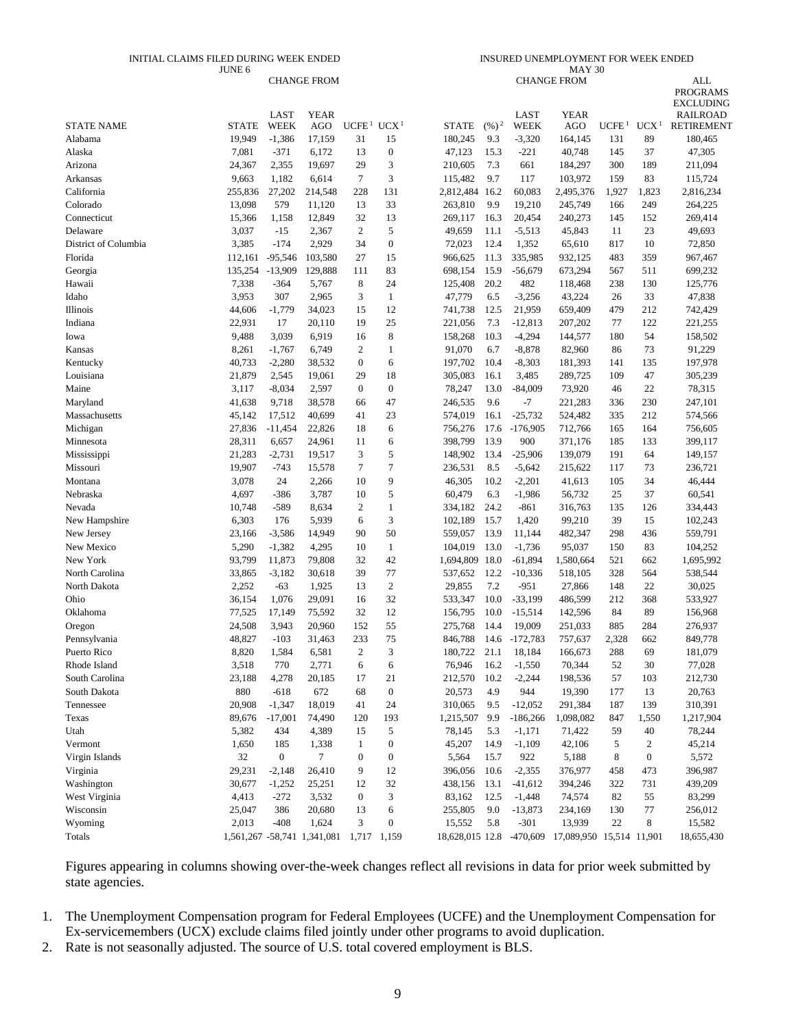| | INITIAL CLAIMS FILED DURING WEEK ENDED JUNE 6 | | | | | INSURED UNEMPLOYMENT FOR WEEK ENDED MAY 30 | | | | | | ALL PROGRAMS EXCLUDING RAILROAD RETIREMENT |
|---|---|---|---|---|---|---|---|---|---|---|---|---|
| | | CHANGE FROM | | | | | | CHANGE FROM | | | | |
| STATE NAME | STATE | LAST WEEK | YEAR AGO | UCFE [1] | UCX [1] | STATE | (%) [2] | LAST WEEK | YEAR AGO | UCFE [1] | UCX [1] | |
| Alabama | 19,949 | -1,386 | 17,159 | 31 | 15 | 180,245 | 9.3 | -3,320 | 164,145 | 131 | 89 | 180,465 |
| Alaska | 7,081 | -371 | 6,172 | 13 | 0 | 47,123 | 15.3 | -221 | 40,748 | 145 | 37 | 47,305 |
| Arizona | 24,367 | 2,355 | 19,697 | 29 | 3 | 210,605 | 7.3 | 661 | 184,297 | 300 | 189 | 211,094 |
| Arkansas | 9,663 | 1,182 | 6,614 | 7 | 3 | 115,482 | 9.7 | 117 | 103,972 | 159 | 83 | 115,724 |
| California | 255,836 | 27,202 | 214,548 | 228 | 131 | 2,812,484 | 16.2 | 60,083 | 2,495,376 | 1,927 | 1,823 | 2,816,234 |
| Colorado | 13,098 | 579 | 11,120 | 13 | 33 | 263,810 | 9.9 | 19,210 | 245,749 | 166 | 249 | 264,225 |
| Connecticut | 15,366 | 1,158 | 12,849 | 32 | 13 | 269,117 | 16.3 | 20,454 | 240,273 | 145 | 152 | 269,414 |
| Delaware | 3,037 | -15 | 2,367 | 2 | 5 | 49,659 | 11.1 | -5,513 | 45,843 | 11 | 23 | 49,693 |
| District of Columbia | 3,385 | -174 | 2,929 | 34 | 0 | 72,023 | 12.4 | 1,352 | 65,610 | 817 | 10 | 72,850 |
| Florida | 112,161 | -95,546 | 103,580 | 27 | 15 | 966,625 | 11.3 | 335,985 | 932,125 | 483 | 359 | 967,467 |
| Georgia | 135,254 | -13,909 | 129,888 | 111 | 83 | 698,154 | 15.9 | -56,679 | 673,294 | 567 | 511 | 699,232 |
| Hawaii | 7,338 | -364 | 5,767 | 8 | 24 | 125,408 | 20.2 | 482 | 118,468 | 238 | 130 | 125,776 |
| Idaho | 3,953 | 307 | 2,965 | 3 | 1 | 47,779 | 6.5 | -3,256 | 43,224 | 26 | 33 | 47,838 |
| Illinois | 44,606 | -1,779 | 34,023 | 15 | 12 | 741,738 | 12.5 | 21,959 | 659,409 | 479 | 212 | 742,429 |
| Indiana | 22,931 | 17 | 20,110 | 19 | 25 | 221,056 | 7.3 | -12,813 | 207,202 | 77 | 122 | 221,255 |
| Iowa | 9,488 | 3,039 | 6,919 | 16 | 8 | 158,268 | 10.3 | -4,294 | 144,577 | 180 | 54 | 158,502 |
| Kansas | 8,261 | -1,767 | 6,749 | 2 | 1 | 91,070 | 6.7 | -8,878 | 82,960 | 86 | 73 | 91,229 |
| Kentucky | 40,733 | -2,280 | 38,532 | 0 | 6 | 197,702 | 10.4 | -8,303 | 181,393 | 141 | 135 | 197,978 |
| Louisiana | 21,879 | 2,545 | 19,061 | 29 | 18 | 305,083 | 16.1 | 3,485 | 289,725 | 109 | 47 | 305,239 |
| Maine | 3,117 | -8,034 | 2,597 | 0 | 0 | 78,247 | 13.0 | -84,009 | 73,920 | 46 | 22 | 78,315 |
| Maryland | 41,638 | 9,718 | 38,578 | 66 | 47 | 246,535 | 9.6 | -7 | 221,283 | 336 | 230 | 247,101 |
| Massachusetts | 45,142 | 17,512 | 40,699 | 41 | 23 | 574,019 | 16.1 | -25,732 | 524,482 | 335 | 212 | 574,566 |
| Michigan | 27,836 | -11,454 | 22,826 | 18 | 6 | 756,276 | 17.6 | -176,905 | 712,766 | 165 | 164 | 756,605 |
| Minnesota | 28,311 | 6,657 | 24,961 | 11 | 6 | 398,799 | 13.9 | 900 | 371,176 | 185 | 133 | 399,117 |
| Mississippi | 21,283 | -2,731 | 19,517 | 3 | 5 | 148,902 | 13.4 | -25,906 | 139,079 | 191 | 64 | 149,157 |
| Missouri | 19,907 | -743 | 15,578 | 7 | 7 | 236,531 | 8.5 | -5,642 | 215,622 | 117 | 73 | 236,721 |
| Montana | 3,078 | 24 | 2,266 | 10 | 9 | 46,305 | 10.2 | -2,201 | 41,613 | 105 | 34 | 46,444 |
| Nebraska | 4,697 | -386 | 3,787 | 10 | 5 | 60,479 | 6.3 | -1,986 | 56,732 | 25 | 37 | 60,541 |
| Nevada | 10,748 | -589 | 8,634 | 2 | 1 | 334,182 | 24.2 | -861 | 316,763 | 135 | 126 | 334,443 |
| New Hampshire | 6,303 | 176 | 5,939 | 6 | 3 | 102,189 | 15.7 | 1,420 | 99,210 | 39 | 15 | 102,243 |
| New Jersey | 23,166 | -3,586 | 14,949 | 90 | 50 | 559,057 | 13.9 | 11,144 | 482,347 | 298 | 436 | 559,791 |
| New Mexico | 5,290 | -1,382 | 4,295 | 10 | 1 | 104,019 | 13.0 | -1,736 | 95,037 | 150 | 83 | 104,252 |
| New York | 93,799 | 11,873 | 79,808 | 32 | 42 | 1,694,809 | 18.0 | -61,894 | 1,580,664 | 521 | 662 | 1,695,992 |
| North Carolina | 33,865 | -3,182 | 30,618 | 39 | 77 | 537,652 | 12.2 | -10,336 | 518,105 | 328 | 564 | 538,544 |
| North Dakota | 2,252 | -63 | 1,925 | 13 | 2 | 29,855 | 7.2 | -951 | 27,866 | 148 | 22 | 30,025 |
| Ohio | 36,154 | 1,076 | 29,091 | 16 | 32 | 533,347 | 10.0 | -33,199 | 486,599 | 212 | 368 | 533,927 |
| Oklahoma | 77,525 | 17,149 | 75,592 | 32 | 12 | 156,795 | 10.0 | -15,514 | 142,596 | 84 | 89 | 156,968 |
| Oregon | 24,508 | 3,943 | 20,960 | 152 | 55 | 275,768 | 14.4 | 19,009 | 251,033 | 885 | 284 | 276,937 |
| Pennsylvania | 48,827 | -103 | 31,463 | 233 | 75 | 846,788 | 14.6 | -172,783 | 757,637 | 2,328 | 662 | 849,778 |
| Puerto Rico | 8,820 | 1,584 | 6,581 | 2 | 3 | 180,722 | 21.1 | 18,184 | 166,673 | 288 | 69 | 181,079 |
| Rhode Island | 3,518 | 770 | 2,771 | 6 | 6 | 76,946 | 16.2 | -1,550 | 70,344 | 52 | 30 | 77,028 |
| South Carolina | 23,188 | 4,278 | 20,185 | 17 | 21 | 212,570 | 10.2 | -2,244 | 198,536 | 57 | 103 | 212,730 |
| South Dakota | 880 | -618 | 672 | 68 | 0 | 20,573 | 4.9 | 944 | 19,390 | 177 | 13 | 20,763 |
| Tennessee | 20,908 | -1,347 | 18,019 | 41 | 24 | 310,065 | 9.5 | -12,052 | 291,384 | 187 | 139 | 310,391 |
| Texas | 89,676 | -17,001 | 74,490 | 120 | 193 | 1,215,507 | 9.9 | -186,266 | 1,098,082 | 847 | 1,550 | 1,217,904 |
| Utah | 5,382 | 434 | 4,389 | 15 | 5 | 78,145 | 5.3 | -1,171 | 71,422 | 59 | 40 | 78,244 |
| Vermont | 1,650 | 185 | 1,338 | 1 | 0 | 45,207 | 14.9 | -1,109 | 42,106 | 5 | 2 | 45,214 |
| Virgin Islands | 32 | 0 | 7 | 0 | 0 | 5,564 | 15.7 | 922 | 5,188 | 8 | 0 | 5,572 |
| Virginia | 29,231 | -2,148 | 26,410 | 9 | 12 | 396,056 | 10.6 | -2,355 | 376,977 | 458 | 473 | 396,987 |
| Washington | 30,677 | -1,252 | 25,251 | 12 | 32 | 438,156 | 13.1 | -41,612 | 394,246 | 322 | 731 | 439,209 |
| West Virginia | 4,413 | -272 | 3,532 | 0 | 3 | 83,162 | 12.5 | -1,448 | 74,574 | 82 | 55 | 83,299 |
| Wisconsin | 25,047 | 386 | 20,680 | 13 | 6 | 255,805 | 9.0 | -13,873 | 234,169 | 130 | 77 | 256,012 |
| Wyoming | 2,013 | -408 | 1,624 | 3 | 0 | 15,552 | 5.8 | -301 | 13,939 | 22 | 8 | 15,582 |
| Totals | 1,561,267 | -58,741 | 1,341,081 | 1,717 | 1,159 | 18,628,015 | 12.8 | -470,609 | 17,089,950 | 15,514 | 11,901 | 18,655,430 |

Figures appearing in columns showing over-the-week changes reflect all revisions in data for prior week submitted by state agencies.

1. The Unemployment Compensation program for Federal Employees (UCFE) and the Unemployment Compensation for Ex-servicemembers (UCX) exclude claims filed jointly under other programs to avoid duplication.
2. Rate is not seasonally adjusted. The source of U.S. total covered employment is BLS.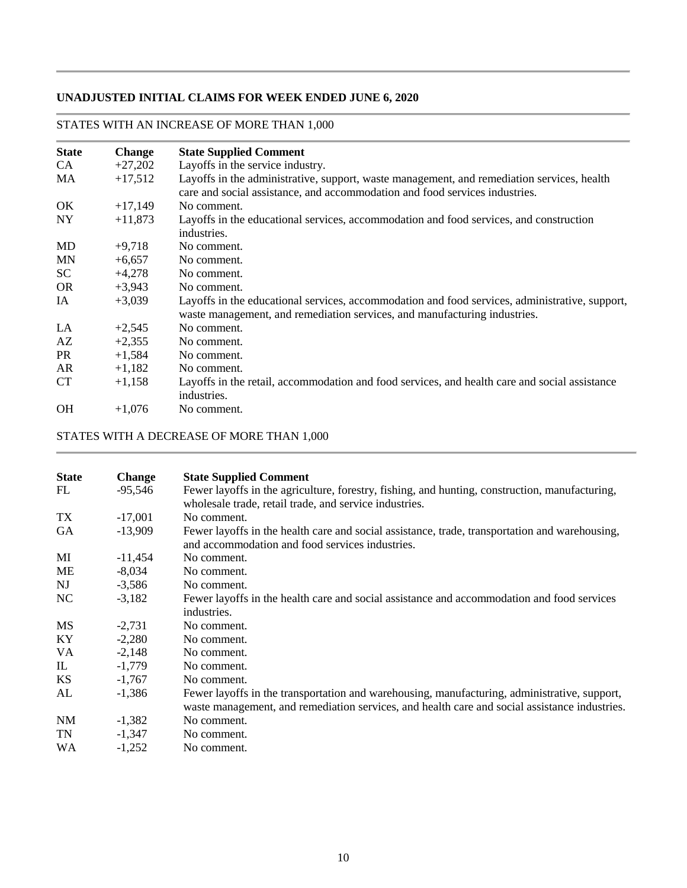## UNADJUSTED INITIAL CLAIMS FOR WEEK ENDED JUNE 6, 2020

### STATES WITH AN INCREASE OF MORE THAN 1,000

| State | Change | State Supplied Comment |
|---|---|---|
| CA | +27,202 | Layoffs in the service industry. |
| MA | +17,512 | Layoffs in the administrative, support, waste management, and remediation services, health care and social assistance, and accommodation and food services industries. |
| OK | +17,149 | No comment. |
| NY | +11,873 | Layoffs in the educational services, accommodation and food services, and construction industries. |
| MD | +9,718 | No comment. |
| MN | +6,657 | No comment. |
| SC | +4,278 | No comment. |
| OR | +3,943 | No comment. |
| IA | +3,039 | Layoffs in the educational services, accommodation and food services, administrative, support, waste management, and remediation services, and manufacturing industries. |
| LA | +2,545 | No comment. |
| AZ | +2,355 | No comment. |
| PR | +1,584 | No comment. |
| AR | +1,182 | No comment. |
| CT | +1,158 | Layoffs in the retail, accommodation and food services, and health care and social assistance industries. |
| OH | +1,076 | No comment. |

### STATES WITH A DECREASE OF MORE THAN 1,000

| State | Change | State Supplied Comment |
|---|---|---|
| FL | -95,546 | Fewer layoffs in the agriculture, forestry, fishing, and hunting, construction, manufacturing, wholesale trade, retail trade, and service industries. |
| TX | -17,001 | No comment. |
| GA | -13,909 | Fewer layoffs in the health care and social assistance, trade, transportation and warehousing, and accommodation and food services industries. |
| MI | -11,454 | No comment. |
| ME | -8,034 | No comment. |
| NJ | -3,586 | No comment. |
| NC | -3,182 | Fewer layoffs in the health care and social assistance and accommodation and food services industries. |
| MS | -2,731 | No comment. |
| KY | -2,280 | No comment. |
| VA | -2,148 | No comment. |
| IL | -1,779 | No comment. |
| KS | -1,767 | No comment. |
| AL | -1,386 | Fewer layoffs in the transportation and warehousing, manufacturing, administrative, support, waste management, and remediation services, and health care and social assistance industries. |
| NM | -1,382 | No comment. |
| TN | -1,347 | No comment. |
| WA | -1,252 | No comment. |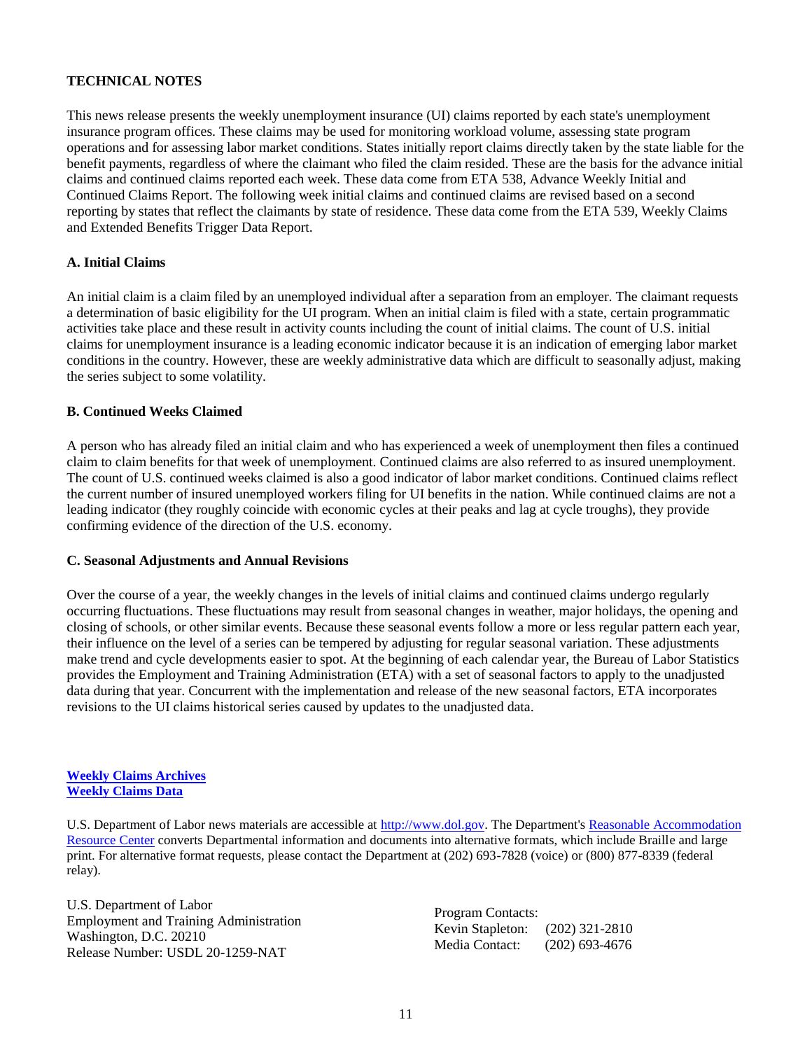**TECHNICAL NOTES**

This news release presents the weekly unemployment insurance (UI) claims reported by each state's unemployment insurance program offices. These claims may be used for monitoring workload volume, assessing state program operations and for assessing labor market conditions. States initially report claims directly taken by the state liable for the benefit payments, regardless of where the claimant who filed the claim resided. These are the basis for the advance initial claims and continued claims reported each week. These data come from ETA 538, Advance Weekly Initial and Continued Claims Report. The following week initial claims and continued claims are revised based on a second reporting by states that reflect the claimants by state of residence. These data come from the ETA 539, Weekly Claims and Extended Benefits Trigger Data Report.

**A. Initial Claims**

An initial claim is a claim filed by an unemployed individual after a separation from an employer. The claimant requests a determination of basic eligibility for the UI program. When an initial claim is filed with a state, certain programmatic activities take place and these result in activity counts including the count of initial claims. The count of U.S. initial claims for unemployment insurance is a leading economic indicator because it is an indication of emerging labor market conditions in the country. However, these are weekly administrative data which are difficult to seasonally adjust, making the series subject to some volatility.

**B. Continued Weeks Claimed**

A person who has already filed an initial claim and who has experienced a week of unemployment then files a continued claim to claim benefits for that week of unemployment. Continued claims are also referred to as insured unemployment. The count of U.S. continued weeks claimed is also a good indicator of labor market conditions. Continued claims reflect the current number of insured unemployed workers filing for UI benefits in the nation. While continued claims are not a leading indicator (they roughly coincide with economic cycles at their peaks and lag at cycle troughs), they provide confirming evidence of the direction of the U.S. economy.

**C. Seasonal Adjustments and Annual Revisions**

Over the course of a year, the weekly changes in the levels of initial claims and continued claims undergo regularly occurring fluctuations. These fluctuations may result from seasonal changes in weather, major holidays, the opening and closing of schools, or other similar events. Because these seasonal events follow a more or less regular pattern each year, their influence on the level of a series can be tempered by adjusting for regular seasonal variation. These adjustments make trend and cycle developments easier to spot. At the beginning of each calendar year, the Bureau of Labor Statistics provides the Employment and Training Administration (ETA) with a set of seasonal factors to apply to the unadjusted data during that year. Concurrent with the implementation and release of the new seasonal factors, ETA incorporates revisions to the UI claims historical series caused by updates to the unadjusted data.

**Weekly Claims Archives**
**Weekly Claims Data**

U.S. Department of Labor news materials are accessible at http://www.dol.gov. The Department's Reasonable Accommodation Resource Center converts Departmental information and documents into alternative formats, which include Braille and large print. For alternative format requests, please contact the Department at (202) 693-7828 (voice) or (800) 877-8339 (federal relay).

U.S. Department of Labor
Employment and Training Administration
Washington, D.C. 20210
Release Number: USDL 20-1259-NAT

Program Contacts:
Kevin Stapleton: (202) 321-2810
Media Contact: (202) 693-4676